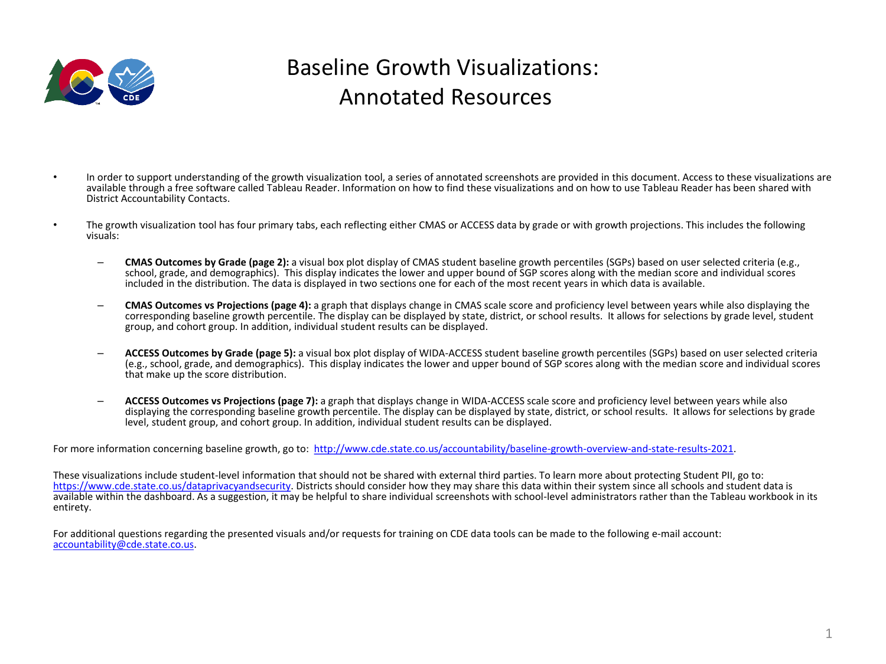# Baseline Growth Visualizations: Annotated Resources

- In order to support understanding of the growth visualization tool, a series of annotated screenshots are provided in this document. Access to these visualizations are available through a free software called Tableau Reader. Information on how to find these visualizations and on how to use Tableau Reader has been shared with District Accountability Contacts.

- The growth visualization tool has four primary tabs, each reflecting either CMAS or ACCESS data by grade or with growth projections. This includes the following visuals:

  - **CMAS Outcomes by Grade (page 2):** a visual box plot display of CMAS student baseline growth percentiles (SGPs) based on user selected criteria (e.g., school, grade, and demographics). This display indicates the lower and upper bound of SGP scores along with the median score and individual scores included in the distribution. The data is displayed in two sections one for each of the most recent years in which data is available.

  - **CMAS Outcomes vs Projections (page 4):** a graph that displays change in CMAS scale score and proficiency level between years while also displaying the corresponding baseline growth percentile. The display can be displayed by state, district, or school results. It allows for selections by grade level, student group, and cohort group. In addition, individual student results can be displayed.

  - **ACCESS Outcomes by Grade (page 5):** a visual box plot display of WIDA-ACCESS student baseline growth percentiles (SGPs) based on user selected criteria (e.g., school, grade, and demographics). This display indicates the lower and upper bound of SGP scores along with the median score and individual scores that make up the score distribution.

  - **ACCESS Outcomes vs Projections (page 7):** a graph that displays change in WIDA-ACCESS scale score and proficiency level between years while also displaying the corresponding baseline growth percentile. The display can be displayed by state, district, or school results. It allows for selections by grade level, student group, and cohort group. In addition, individual student results can be displayed.

For more information concerning baseline growth, go to: http://www.cde.state.co.us/accountability/baseline-growth-overview-and-state-results-2021.

These visualizations include student-level information that should not be shared with external third parties. To learn more about protecting Student PII, go to: https://www.cde.state.co.us/dataprivacyandsecurity. Districts should consider how they may share this data within their system since all schools and student data is available within the dashboard. As a suggestion, it may be helpful to share individual screenshots with school-level administrators rather than the Tableau workbook in its entirety.

For additional questions regarding the presented visuals and/or requests for training on CDE data tools can be made to the following e-mail account: accountability@cde.state.co.us.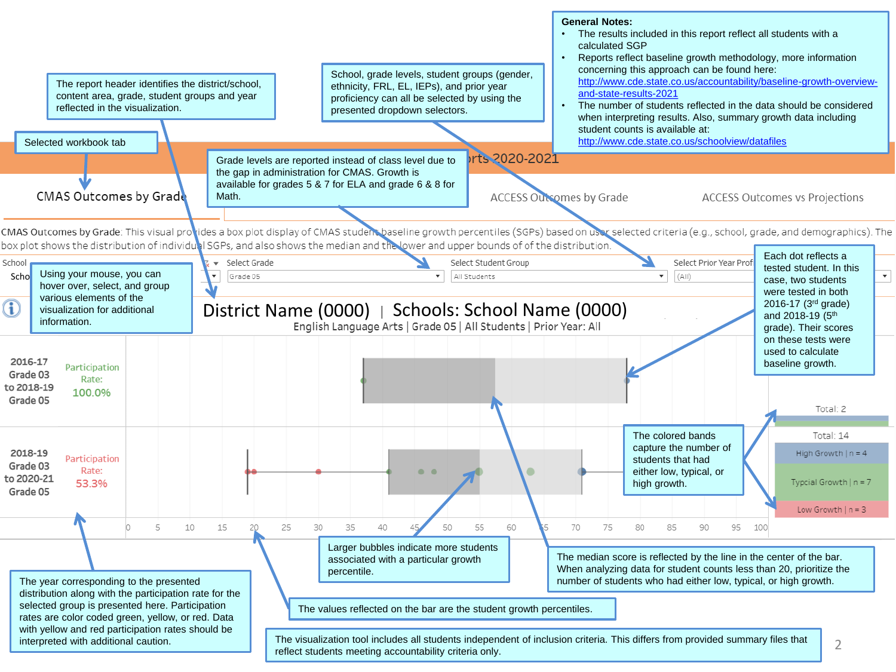**General Notes:**

- The results included in this report reflect all students with a calculated SGP
- Reports reflect baseline growth methodology, more information concerning this approach can be found here: http://www.cde.state.co.us/accountability/baseline-growth-overview-and-state-results-2021
- The number of students reflected in the data should be considered when interpreting results. Also, summary growth data including student counts is available at: http://www.cde.state.co.us/schoolview/datafiles

The report header identifies the district/school, content area, grade, student groups and year reflected in the visualization.

School, grade levels, student groups (gender, ethnicity, FRL, EL, IEPs), and prior year proficiency can all be selected by using the presented dropdown selectors.

Selected workbook tab

Grade levels are reported instead of class level due to the gap in administration for CMAS. Growth is available for grades 5 & 7 for ELA and grade 6 & 8 for Math.

rts 2020-2021

CMAS Outcomes by Grade | ACCESS Outcomes by Grade | ACCESS Outcomes vs Projections

CMAS Outcomes by Grade: This visual provides a box plot display of CMAS student baseline growth percentiles (SGPs) based on user selected criteria (e.g., school, grade, and demographics). The box plot shows the distribution of individual SGPs, and also shows the median and the lower and upper bounds of of the distribution.

School | Select Grade: Grade 05 | Select Student Group: All Students | Select Prior Year Prof: (All)

Using your mouse, you can hover over, select, and group various elements of the visualization for additional information.

Each dot reflects a tested student. In this case, two students were tested in both 2016-17 (3rd grade) and 2018-19 (5th grade). Their scores on these tests were used to calculate baseline growth.

**District Name (0000) | Schools: School Name (0000)**

English Language Arts | Grade 05 | All Students | Prior Year: All

| Year | Participation Rate |
|---|---|
| 2016-17 Grade 03 to 2018-19 Grade 05 | 100.0% |
| 2018-19 Grade 03 to 2020-21 Grade 05 | 53.3% |

Total: 2

Total: 14

- High Growth | n = 4
- Typcial Growth | n = 7
- Low Growth | n = 3

The colored bands capture the number of students that had either low, typical, or high growth.

0 5 10 15 20 25 30 35 40 45 50 55 60 65 70 75 80 85 90 95 100

Larger bubbles indicate more students associated with a particular growth percentile.

The median score is reflected by the line in the center of the bar. When analyzing data for student counts less than 20, prioritize the number of students who had either low, typical, or high growth.

The year corresponding to the presented distribution along with the participation rate for the selected group is presented here. Participation rates are color coded green, yellow, or red. Data with yellow and red participation rates should be interpreted with additional caution.

The values reflected on the bar are the student growth percentiles.

The visualization tool includes all students independent of inclusion criteria. This differs from provided summary files that reflect students meeting accountability criteria only.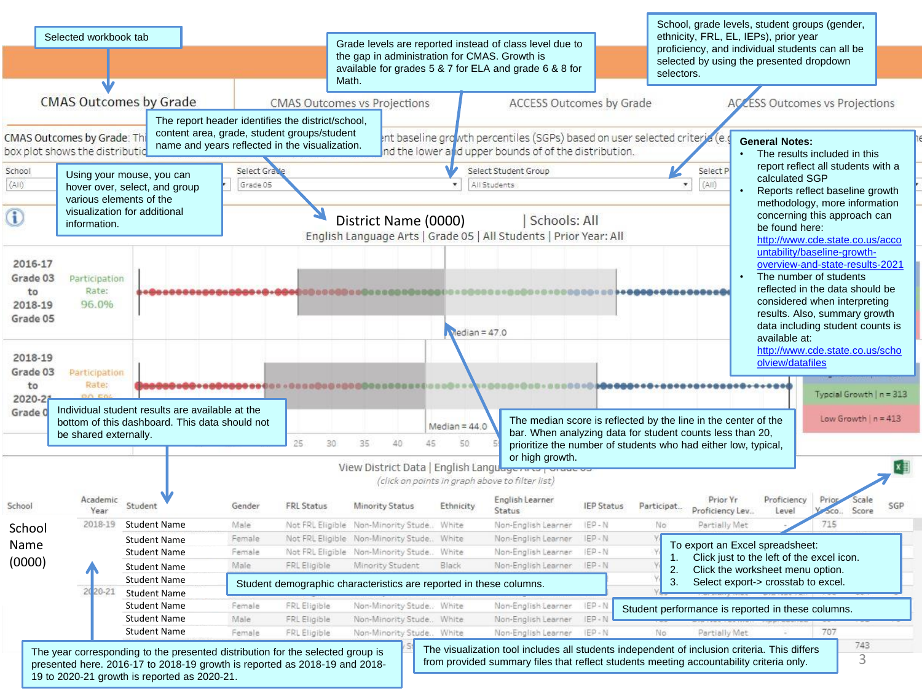Selected workbook tab

Grade levels are reported instead of class level due to the gap in administration for CMAS. Growth is available for grades 5 & 7 for ELA and grade 6 & 8 for Math.

School, grade levels, student groups (gender, ethnicity, FRL, EL, IEPs), prior year proficiency, and individual students can all be selected by using the presented dropdown selectors.

CMAS Outcomes by Grade | CMAS Outcomes vs Projections | ACCESS Outcomes by Grade | ACCESS Outcomes vs Projections

The report header identifies the district/school, content area, grade, student groups/student name and years reflected in the visualization.

Using your mouse, you can hover over, select, and group various elements of the visualization for additional information.

District Name (0000) | Schools: All
English Language Arts | Grade 05 | All Students | Prior Year: All

2016-17 Grade 03 to 2018-19 Grade 05 — Participation Rate: 96.0% — Median = 47.0

2018-19 Grade 03 to 2020-21 Grade 05 — Median = 44.0

Typical Growth | n = 313

Low Growth | n = 413

**General Notes:**

- The results included in this report reflect all students with a calculated SGP
- Reports reflect baseline growth methodology, more information concerning this approach can be found here: http://www.cde.state.co.us/accountability/baseline-growth-overview-and-state-results-2021
- The number of students reflected in the data should be considered when interpreting results. Also, summary growth data including student counts is available at: http://www.cde.state.co.us/schoolview/datafiles

Individual student results are available at the bottom of this dashboard. This data should not be shared externally.

The median score is reflected by the line in the center of the bar. When analyzing data for student counts less than 20, prioritize the number of students who had either low, typical, or high growth.

View District Data | English Language Arts | Grade 05
(click on points in graph above to filter list)

| School | Academic Year | Student | Gender | FRL Status | Minority Status | Ethnicity | English Learner Status | IEP Status | Participat.. | Prior Yr Proficiency Lev.. | Proficiency Level | Prior Yr Sco.. | Scale Score | SGP |
|---|---|---|---|---|---|---|---|---|---|---|---|---|---|---|
| School Name (0000) | 2018-19 | Student Name | Male | Not FRL Eligible | Non-Minority Stude.. | White | Non-English Learner | IEP - N | No | Partially Met | - | 715 | | |
| | | Student Name | Female | Not FRL Eligible | Non-Minority Stude.. | White | Non-English Learner | IEP - N | | | | | | |
| | | Student Name | Female | Not FRL Eligible | Non-Minority Stude.. | White | Non-English Learner | IEP - N | | | | | | |
| | | Student Name | Male | FRL Eligible | Minority Student | Black | Non-English Learner | IEP - N | | | | | | |
| | | Student Name | | | | | | | | | | | | |
| | 2020-21 | Student Name | | | | | | | | | | | | |
| | | Student Name | Female | FRL Eligible | Non-Minority Stude.. | White | Non-English Learner | IEP - N | | | | | | |
| | | Student Name | Male | FRL Eligible | Non-Minority Stude.. | White | Non-English Learner | IEP - N | | | | | | |
| | | Student Name | Female | FRL Eligible | Non-Minority Stude.. | White | Non-English Learner | IEP - N | No | Partially Met | - | 707 | | |

Student demographic characteristics are reported in these columns.

To export an Excel spreadsheet:

1. Click just to the left of the excel icon.
2. Click the worksheet menu option.
3. Select export-> crosstab to excel.

Student performance is reported in these columns.

The year corresponding to the presented distribution for the selected group is presented here. 2016-17 to 2018-19 growth is reported as 2018-19 and 2018-19 to 2020-21 growth is reported as 2020-21.

The visualization tool includes all students independent of inclusion criteria. This differs from provided summary files that reflect students meeting accountability criteria only.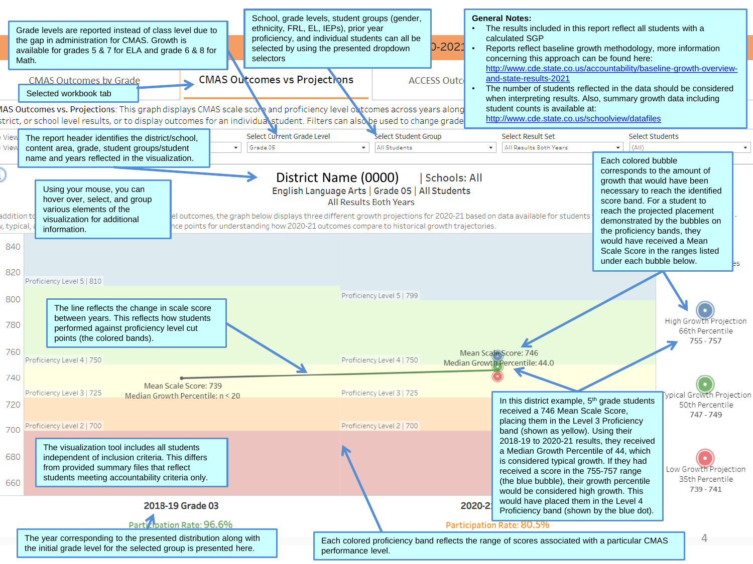**General Notes:**

- The results included in this report reflect all students with a calculated SGP
- Reports reflect baseline growth methodology, more information concerning this approach can be found here: http://www.cde.state.co.us/accountability/baseline-growth-overview-and-state-results-2021
- The number of students reflected in the data should be considered when interpreting results. Also, summary growth data including student counts is available at: http://www.cde.state.co.us/schoolview/datafiles

Grade levels are reported instead of class level due to the gap in administration for CMAS. Growth is available for grades 5 & 7 for ELA and grade 6 & 8 for Math.

School, grade levels, student groups (gender, ethnicity, FRL, EL, IEPs), prior year proficiency, and individual students can all be selected by using the presented dropdown selectors

Selected workbook tab

CMAS Outcomes by Grade | **CMAS Outcomes vs Projections** | ACCESS Outc...

...MAS Outcomes vs. Projections: This graph displays CMAS scale score and proficiency level outcomes across years along ...strict, or school level results, or to display outcomes for an individual student. Filters can also be used to change grade...

Select Current Grade Level: Grade 05 | Select Student Group: All Students | Select Result Set: All Results Both Years | Select Students: (All)

The report header identifies the district/school, content area, grade, student groups/student name and years reflected in the visualization.

**District Name (0000)** | Schools: All
English Language Arts | Grade 05 | All Students
All Results Both Years

Using your mouse, you can hover over, select, and group various elements of the visualization for additional information.

...addition to ...el outcomes, the graph below displays three different growth projections for 2020-21 based on data available for students ...v, typical, ...nce points for understanding how 2020-21 outcomes compare to historical growth trajectories.

Each colored bubble corresponds to the amount of growth that would have been necessary to reach the identified score band. For a student to reach the projected placement demonstrated by the bubbles on the proficiency bands, they would have received a Mean Scale Score in the ranges listed under each bubble below.

The line reflects the change in scale score between years. This reflects how students performed against proficiency level cut points (the colored bands).

2018-19 Grade 03: Proficiency Level 5 | 810; Proficiency Level 4 | 750; Proficiency Level 3 | 725; Proficiency Level 2 | 700
Mean Scale Score: 739
Median Growth Percentile: n < 20
Participation Rate: 96.6%

2020-21: Proficiency Level 5 | 799; Proficiency Level 4 | 750; Proficiency Level 3 | 725; Proficiency Level 2 | 700
Mean Scale Score: 746
Median Growth Percentile: 44.0
Participation Rate: 80.5%

High Growth Projection: 66th Percentile, 755 - 757
Typical Growth Projection: 50th Percentile, 747 - 749
Low Growth Projection: 35th Percentile, 739 - 741

In this district example, 5th grade students received a 746 Mean Scale Score, placing them in the Level 3 Proficiency band (shown as yellow). Using their 2018-19 to 2020-21 results, they received a Median Growth Percentile of 44, which is considered typical growth. If they had received a score in the 755-757 range (the blue bubble), their growth percentile would be considered high growth. This would have placed them in the Level 4 Proficiency band (shown by the blue dot).

The visualization tool includes all students independent of inclusion criteria. This differs from provided summary files that reflect students meeting accountability criteria only.

The year corresponding to the presented distribution along with the initial grade level for the selected group is presented here.

Each colored proficiency band reflects the range of scores associated with a particular CMAS performance level.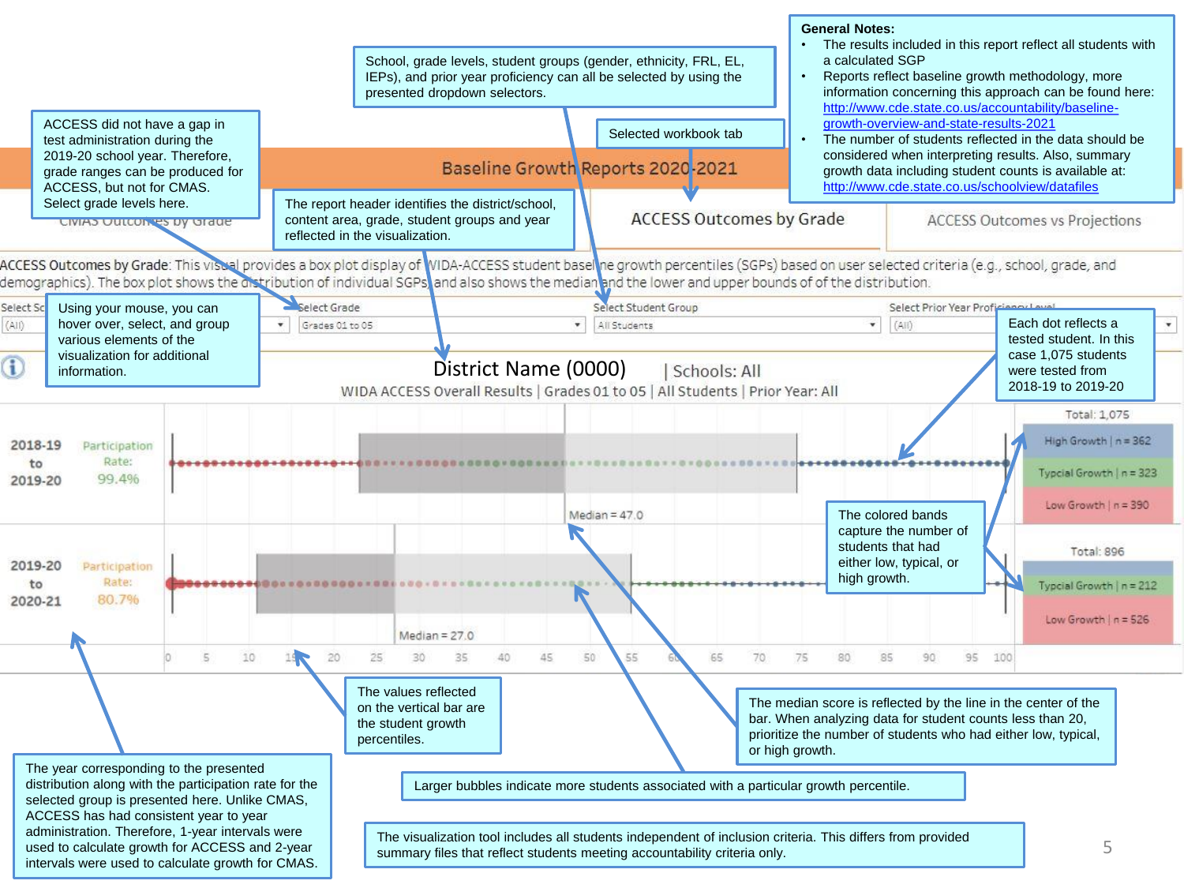**General Notes:**

- The results included in this report reflect all students with a calculated SGP
- Reports reflect baseline growth methodology, more information concerning this approach can be found here: http://www.cde.state.co.us/accountability/baseline-growth-overview-and-state-results-2021
- The number of students reflected in the data should be considered when interpreting results. Also, summary growth data including student counts is available at: http://www.cde.state.co.us/schoolview/datafiles

School, grade levels, student groups (gender, ethnicity, FRL, EL, IEPs), and prior year proficiency can all be selected by using the presented dropdown selectors.

Selected workbook tab

ACCESS did not have a gap in test administration during the 2019-20 school year. Therefore, grade ranges can be produced for ACCESS, but not for CMAS. Select grade levels here.

The report header identifies the district/school, content area, grade, student groups and year reflected in the visualization.

## Baseline Growth Reports 2020-2021

CMAS Outcomes by Grade | ACCESS Outcomes by Grade | ACCESS Outcomes vs Projections

ACCESS Outcomes by Grade: This visual provides a box plot display of WIDA-ACCESS student baseline growth percentiles (SGPs) based on user selected criteria (e.g., school, grade, and demographics). The box plot shows the distribution of individual SGPs and also shows the median and the lower and upper bounds of of the distribution.

| Select School | Select Grade | Select Student Group | Select Prior Year Proficiency Level |
|---|---|---|---|
| (All) | Grades 01 to 05 | All Students | (All) |

Using your mouse, you can hover over, select, and group various elements of the visualization for additional information.

Each dot reflects a tested student. In this case 1,075 students were tested from 2018-19 to 2019-20

**District Name (0000)** | Schools: All

WIDA ACCESS Overall Results | Grades 01 to 05 | All Students | Prior Year: All

| Year | Participation Rate | Median | Total | High Growth | Typical Growth | Low Growth |
|---|---|---|---|---|---|---|
| 2018-19 to 2019-20 | 99.4% | 47.0 | 1,075 | n = 362 | n = 323 | n = 390 |
| 2019-20 to 2020-21 | 80.7% | 27.0 | 896 | | n = 212 | n = 526 |

The colored bands capture the number of students that had either low, typical, or high growth.

The year corresponding to the presented distribution along with the participation rate for the selected group is presented here. Unlike CMAS, ACCESS has had consistent year to year administration. Therefore, 1-year intervals were used to calculate growth for ACCESS and 2-year intervals were used to calculate growth for CMAS.

The values reflected on the vertical bar are the student growth percentiles.

The median score is reflected by the line in the center of the bar. When analyzing data for student counts less than 20, prioritize the number of students who had either low, typical, or high growth.

Larger bubbles indicate more students associated with a particular growth percentile.

The visualization tool includes all students independent of inclusion criteria. This differs from provided summary files that reflect students meeting accountability criteria only.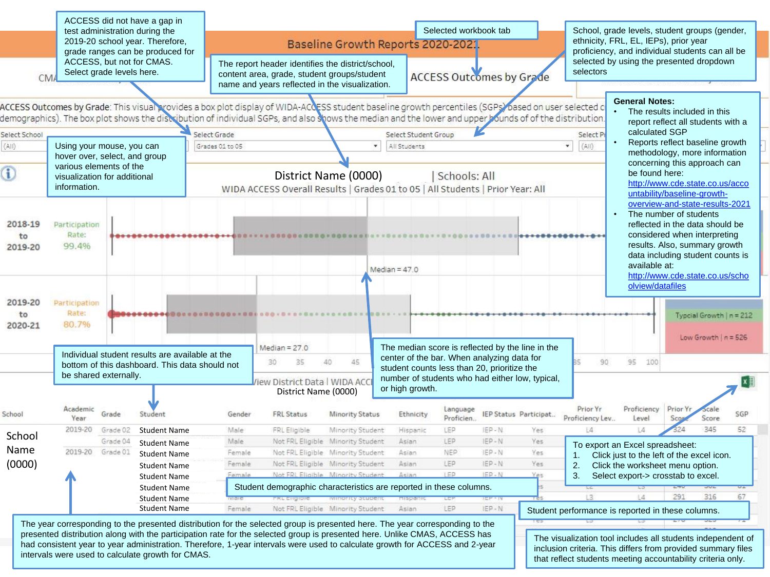ACCESS did not have a gap in test administration during the 2019-20 school year. Therefore, grade ranges can be produced for ACCESS, but not for CMAS. Select grade levels here.

Selected workbook tab

The report header identifies the district/school, content area, grade, student groups/student name and years reflected in the visualization.

School, grade levels, student groups (gender, ethnicity, FRL, EL, IEPs), prior year proficiency, and individual students can all be selected by using the presented dropdown selectors

## Baseline Growth Reports 2020-2021

CMAS | ACCESS Outcomes by Grade

ACCESS Outcomes by Grade: This visual provides a box plot display of WIDA-ACCESS student baseline growth percentiles (SGPs) based on user selected demographics). The box plot shows the distribution of individual SGPs, and also shows the median and the lower and upper bounds of of the distribution.

Select School: (All) | Select Grade: Grades 01 to 05 | Select Student Group: All Students | Select Pr...: (All)

Using your mouse, you can hover over, select, and group various elements of the visualization for additional information.

**General Notes:**

- The results included in this report reflect all students with a calculated SGP
- Reports reflect baseline growth methodology, more information concerning this approach can be found here: http://www.cde.state.co.us/accountability/baseline-growth-overview-and-state-results-2021
- The number of students reflected in the data should be considered when interpreting results. Also, summary growth data including student counts is available at: http://www.cde.state.co.us/schoolview/datafiles

District Name (0000) | Schools: All

WIDA ACCESS Overall Results | Grades 01 to 05 | All Students | Prior Year: All

2018-19 to 2019-20 — Participation Rate: 99.4% — Median = 47.0

2019-20 to 2020-21 — Participation Rate: 80.7% — Median = 27.0

Typical Growth | n = 212

Low Growth | n = 526

The median score is reflected by the line in the center of the bar. When analyzing data for student counts less than 20, prioritize the number of students who had either low, typical, or high growth.

Individual student results are available at the bottom of this dashboard. This data should not be shared externally.

View District Data | WIDA ACCESS

District Name (0000)

To export an Excel spreadsheet:

1. Click just to the left of the excel icon.
2. Click the worksheet menu option.
3. Select export-> crosstab to excel.

| School | Academic Year | Grade | Student | Gender | FRL Status | Minority Status | Ethnicity | Language Proficien.. | IEP Status | Participat.. | Prior Yr Proficiency Lev.. | Proficiency Level | Prior Yr Score | Scale Score | SGP |
|---|---|---|---|---|---|---|---|---|---|---|---|---|---|---|---|
| School Name (0000) | 2019-20 | Grade 02 | Student Name | Male | FRL Eligible | Minority Student | Hispanic | LEP | IEP - N | Yes | L4 | L4 | 324 | 345 | 52 |
| | | Grade 04 | Student Name | Male | Not FRL Eligible | Minority Student | Asian | LEP | IEP - N | Yes | | | | | |
| | 2019-20 | Grade 01 | Student Name | Female | Not FRL Eligible | Minority Student | Asian | NEP | IEP - N | Yes | | | | | |
| | | | Student Name | Female | Not FRL Eligible | Minority Student | Asian | LEP | IEP - N | Yes | | | | | |
| | | | Student Name | Female | Not FRL Eligible | Minority Student | Asian | LEP | IEP - N | Yes | | | | | |
| | | | Student Name | | | | | | | | | | | | |
| | | | Student Name | Male | FRL Eligible | Minority Student | Hispanic | LEP | IEP - N | Yes | L3 | L4 | 291 | 316 | 67 |
| | | | Student Name | Female | Not FRL Eligible | Minority Student | Asian | LEP | IEP - N | | | | | | |

Student demographic characteristics are reported in these columns.

Student performance is reported in these columns.

The year corresponding to the presented distribution for the selected group is presented here. The year corresponding to the presented distribution along with the participation rate for the selected group is presented here. Unlike CMAS, ACCESS has had consistent year to year administration. Therefore, 1-year intervals were used to calculate growth for ACCESS and 2-year intervals were used to calculate growth for CMAS.

The visualization tool includes all students independent of inclusion criteria. This differs from provided summary files that reflect students meeting accountability criteria only.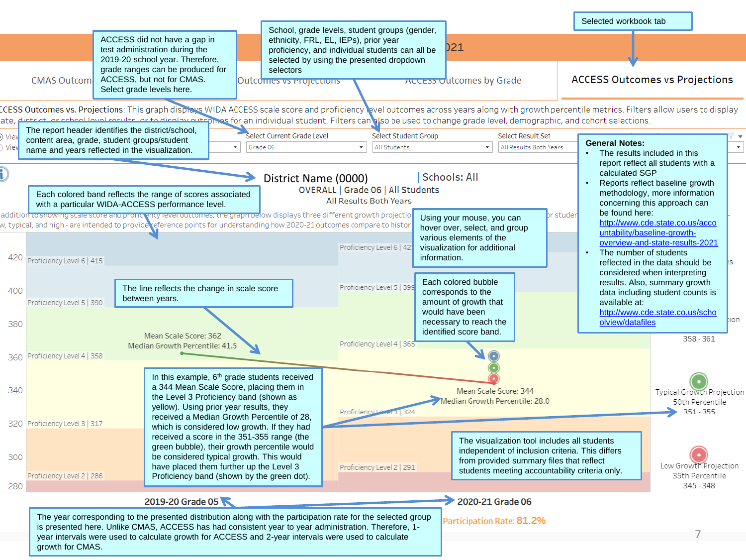Selected workbook tab

CMAS Outcom | Outcomes vs Projections | ACCESS Outcomes by Grade | **ACCESS Outcomes vs Projections**

ACCESS did not have a gap in test administration during the 2019-20 school year. Therefore, grade ranges can be produced for ACCESS, but not for CMAS. Select grade levels here.

School, grade levels, student groups (gender, ethnicity, FRL, EL, IEPs), prior year proficiency, and individual students can all be selected by using the presented dropdown selectors

CCESS Outcomes vs. Projections: This graph displays WIDA ACCESS scale score and proficiency level outcomes across years along with growth percentile metrics. Filters allow users to display ate, district, or school level results, or to display outcomes for an individual student. Filters can also be used to change grade level, demographic, and cohort selections.

The report header identifies the district/school, content area, grade, student groups/student name and years reflected in the visualization.

Select Current Grade Level: Grade 06
Select Student Group: All Students
Select Result Set: All Results Both Years

**General Notes:**

- The results included in this report reflect all students with a calculated SGP
- Reports reflect baseline growth methodology, more information concerning this approach can be found here: http://www.cde.state.co.us/accountability/baseline-growth-overview-and-state-results-2021
- The number of students reflected in the data should be considered when interpreting results. Also, summary growth data including student counts is available at: http://www.cde.state.co.us/schoolview/datafiles

District Name (0000) | Schools: All
OVERALL | Grade 06 | All Students
All Results Both Years

Each colored band reflects the range of scores associated with a particular WIDA-ACCESS performance level.

addition to showing scale score and proficiency level outcomes, the graph below displays three different growth projectio... w, typical, and high - are intended to provide reference points for understanding how 2020-21 outcomes compare to histor...

Using your mouse, you can hover over, select, and group various elements of the visualization for additional information.

The line reflects the change in scale score between years.

Each colored bubble corresponds to the amount of growth that would have been necessary to reach the identified score band.

420
400
380
360
340
320
300
280

Proficiency Level 6 | 415
Proficiency Level 5 | 390
Proficiency Level 4 | 358
Proficiency Level 3 | 317
Proficiency Level 2 | 286

Proficiency Level 6 | 42
Proficiency Level 5 | 399
Proficiency Level 4 | 365
Proficiency Level 3 | 324
Proficiency Level 2 | 291

Mean Scale Score: 362
Median Growth Percentile: 41.5

Mean Scale Score: 344
Median Growth Percentile: 28.0

358 - 361

Typical Growth Projection
50th Percentile
351 - 355

Low Growth Projection
35th Percentile
345 - 348

In this example, 6th grade students received a 344 Mean Scale Score, placing them in the Level 3 Proficiency band (shown as yellow). Using prior year results, they received a Median Growth Percentile of 28, which is considered low growth. If they had received a score in the 351-355 range (the green bubble), their growth percentile would be considered typical growth. This would have placed them further up the Level 3 Proficiency band (shown by the green dot).

The visualization tool includes all students independent of inclusion criteria. This differs from provided summary files that reflect students meeting accountability criteria only.

2019-20 Grade 05 | 2020-21 Grade 06

Participation Rate: 81.2%

The year corresponding to the presented distribution along with the participation rate for the selected group is presented here. Unlike CMAS, ACCESS has had consistent year to year administration. Therefore, 1-year intervals were used to calculate growth for ACCESS and 2-year intervals were used to calculate growth for CMAS.